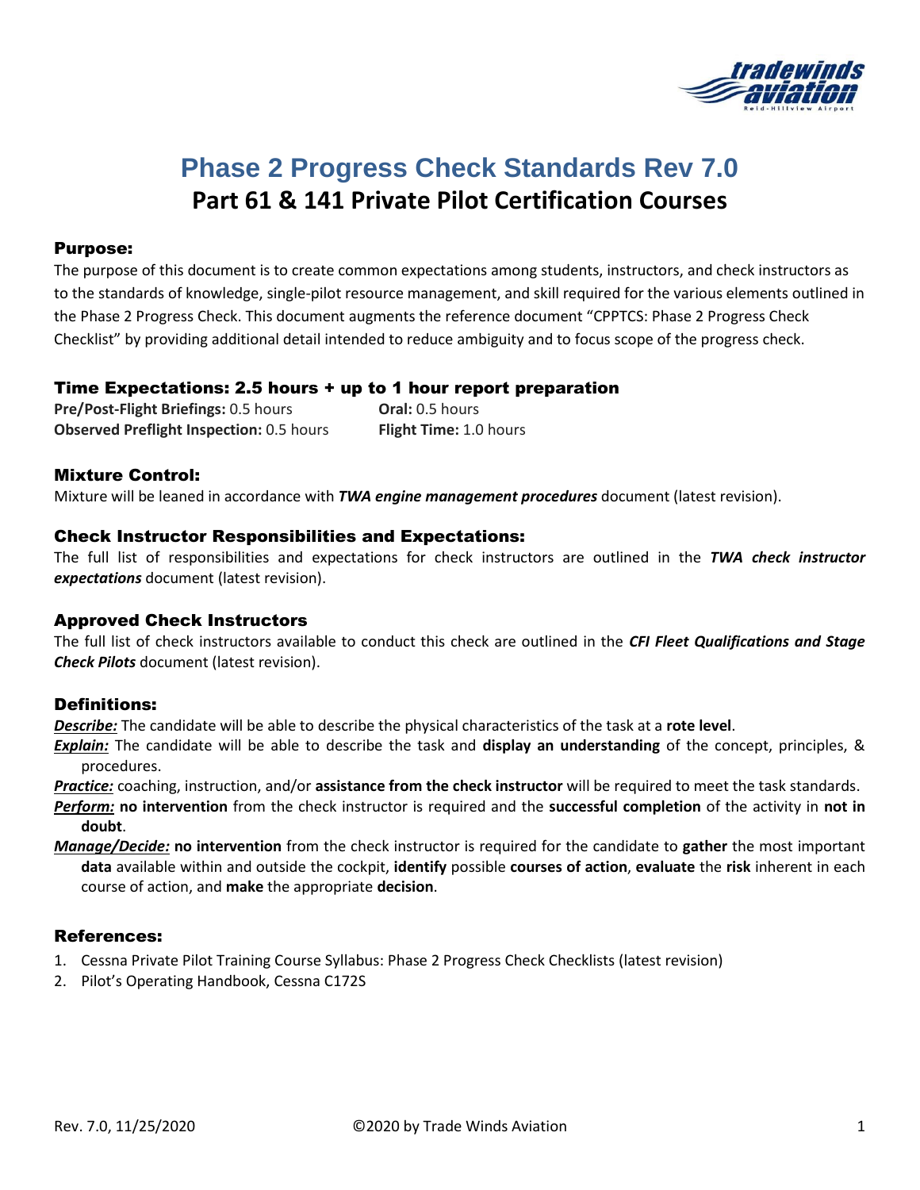# Phase 2 Progress Check Standards Rev 7.0

## Part 61 & 141 Private Pilot Certification Courses

### Purpose:

The purpose of this document is to create common expectations among students, instructors, and check instructors as to the standards of knowledge, single-pilot resource management, and skill required for the various elements outlined in the Phase 2 Progress Check. This document augments the reference document "CPPTCS: Phase 2 Progress Check Checklist" by providing additional detail intended to reduce ambiguity and to focus scope of the progress check.

### Time Expectations: 2.5 hours + up to 1 hour report preparation

**Pre/Post-Flight Briefings:** 0.5 hours
**Observed Preflight Inspection:** 0.5 hours
**Oral:** 0.5 hours
**Flight Time:** 1.0 hours

### Mixture Control:

Mixture will be leaned in accordance with ***TWA engine management procedures*** document (latest revision).

### Check Instructor Responsibilities and Expectations:

The full list of responsibilities and expectations for check instructors are outlined in the ***TWA check instructor expectations*** document (latest revision).

### Approved Check Instructors

The full list of check instructors available to conduct this check are outlined in the ***CFI Fleet Qualifications and Stage Check Pilots*** document (latest revision).

### Definitions:

***Describe:*** The candidate will be able to describe the physical characteristics of the task at a **rote level**.

***Explain:*** The candidate will be able to describe the task and **display an understanding** of the concept, principles, & procedures.

***Practice:*** coaching, instruction, and/or **assistance from the check instructor** will be required to meet the task standards.

***Perform:*** **no intervention** from the check instructor is required and the **successful completion** of the activity in **not in doubt**.

***Manage/Decide:*** **no intervention** from the check instructor is required for the candidate to **gather** the most important **data** available within and outside the cockpit, **identify** possible **courses of action**, **evaluate** the **risk** inherent in each course of action, and **make** the appropriate **decision**.

### References:

1. Cessna Private Pilot Training Course Syllabus: Phase 2 Progress Check Checklists (latest revision)
2. Pilot's Operating Handbook, Cessna C172S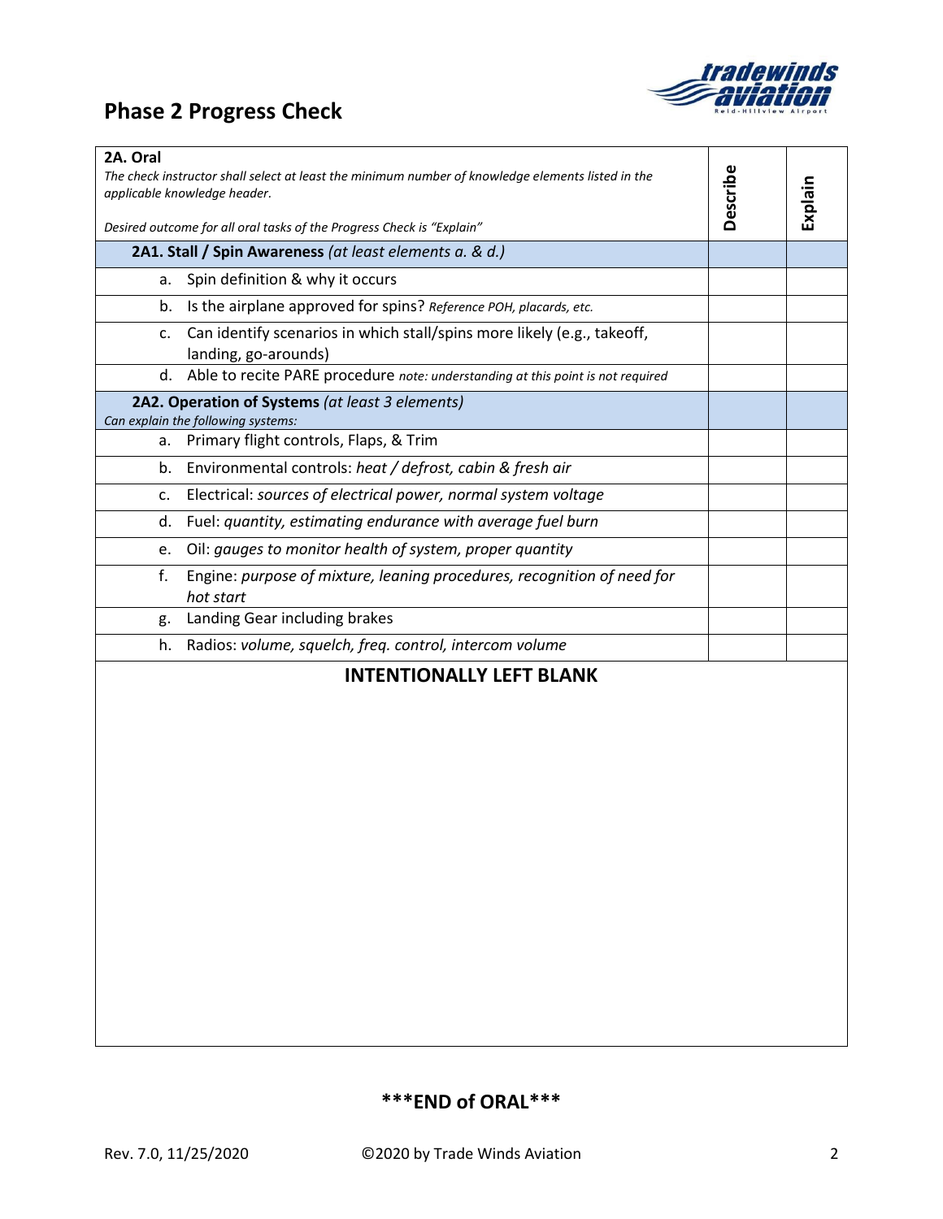# Phase 2 Progress Check

| **2A. Oral**<br>*The check instructor shall select at least the minimum number of knowledge elements listed in the applicable knowledge header.*<br><br>*Desired outcome for all oral tasks of the Progress Check is "Explain"* | **Describe** | **Explain** |
|---|---|---|
| **2A1. Stall / Spin Awareness** *(at least elements a. & d.)* | | |
| a. Spin definition & why it occurs | | |
| b. Is the airplane approved for spins? *Reference POH, placards, etc.* | | |
| c. Can identify scenarios in which stall/spins more likely (e.g., takeoff, landing, go-arounds) | | |
| d. Able to recite PARE procedure *note: understanding at this point is not required* | | |
| **2A2. Operation of Systems** *(at least 3 elements)*<br>*Can explain the following systems:* | | |
| a. Primary flight controls, Flaps, & Trim | | |
| b. Environmental controls: *heat / defrost, cabin & fresh air* | | |
| c. Electrical: *sources of electrical power, normal system voltage* | | |
| d. Fuel: *quantity, estimating endurance with average fuel burn* | | |
| e. Oil: *gauges to monitor health of system, proper quantity* | | |
| f. Engine: *purpose of mixture, leaning procedures, recognition of need for hot start* | | |
| g. Landing Gear including brakes | | |
| h. Radios: *volume, squelch, freq. control, intercom volume* | | |

**INTENTIONALLY LEFT BLANK**

**\*\*\*END of ORAL\*\*\***

Rev. 7.0, 11/25/2020 ©2020 by Trade Winds Aviation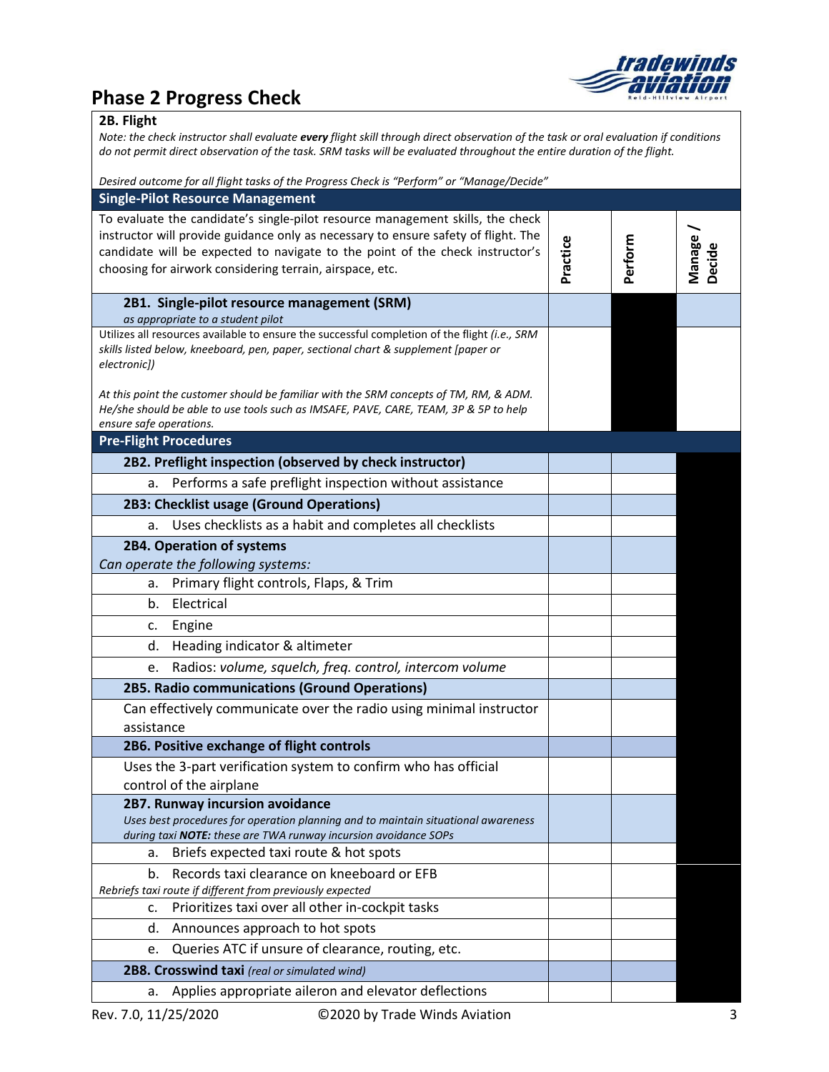# Phase 2 Progress Check

## 2B. Flight

*Note: the check instructor shall evaluate* ***every*** *flight skill through direct observation of the task or oral evaluation if conditions do not permit direct observation of the task. SRM tasks will be evaluated throughout the entire duration of the flight.*

*Desired outcome for all flight tasks of the Progress Check is "Perform" or "Manage/Decide"*

### Single-Pilot Resource Management

| To evaluate the candidate's single-pilot resource management skills, the check instructor will provide guidance only as necessary to ensure safety of flight. The candidate will be expected to navigate to the point of the check instructor's choosing for airwork considering terrain, airspace, etc. | Practice | Perform | Manage / Decide |
|---|---|---|---|
| **2B1. Single-pilot resource management (SRM)** *as appropriate to a student pilot* | | | |
| Utilizes all resources available to ensure the successful completion of the flight *(i.e., SRM skills listed below, kneeboard, pen, paper, sectional chart & supplement [paper or electronic])*<br><br>*At this point the customer should be familiar with the SRM concepts of TM, RM, & ADM. He/she should be able to use tools such as IMSAFE, PAVE, CARE, TEAM, 3P & 5P to help ensure safe operations.* | | | |

### Pre-Flight Procedures

| | Practice | Perform | Manage / Decide |
|---|---|---|---|
| **2B2. Preflight inspection (observed by check instructor)** | | | |
| a. Performs a safe preflight inspection without assistance | | | |
| **2B3: Checklist usage (Ground Operations)** | | | |
| a. Uses checklists as a habit and completes all checklists | | | |
| **2B4. Operation of systems** *Can operate the following systems:* | | | |
| a. Primary flight controls, Flaps, & Trim | | | |
| b. Electrical | | | |
| c. Engine | | | |
| d. Heading indicator & altimeter | | | |
| e. Radios: *volume, squelch, freq. control, intercom volume* | | | |
| **2B5. Radio communications (Ground Operations)** | | | |
| Can effectively communicate over the radio using minimal instructor assistance | | | |
| **2B6. Positive exchange of flight controls** | | | |
| Uses the 3-part verification system to confirm who has official control of the airplane | | | |
| **2B7. Runway incursion avoidance** *Uses best procedures for operation planning and to maintain situational awareness during taxi* ***NOTE:*** *these are TWA runway incursion avoidance SOPs* | | | |
| a. Briefs expected taxi route & hot spots | | | |
| b. Records taxi clearance on kneeboard or EFB *Rebriefs taxi route if different from previously expected* | | | |
| c. Prioritizes taxi over all other in-cockpit tasks | | | |
| d. Announces approach to hot spots | | | |
| e. Queries ATC if unsure of clearance, routing, etc. | | | |
| **2B8. Crosswind taxi** *(real or simulated wind)* | | | |
| a. Applies appropriate aileron and elevator deflections | | | |

Rev. 7.0, 11/25/2020 ©2020 by Trade Winds Aviation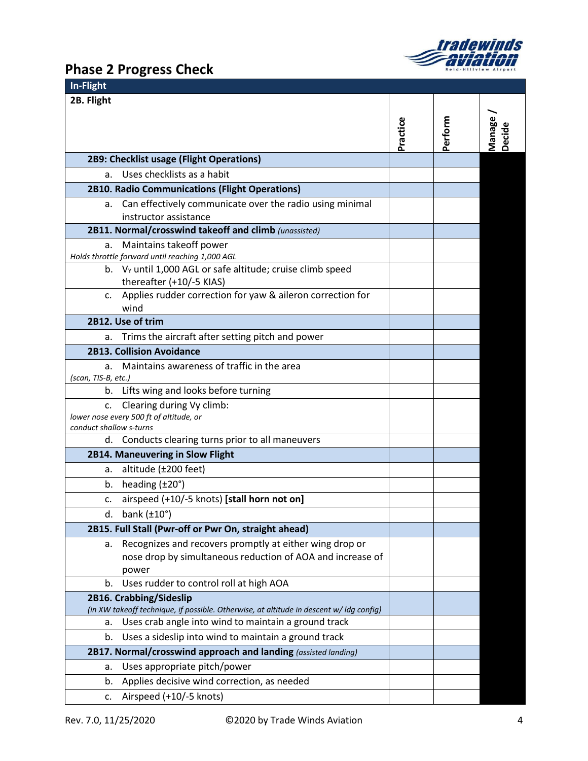## Phase 2 Progress Check

| In-Flight | | | |
|---|---|---|---|
| **2B. Flight** | Practice | Perform | Manage / Decide |
| **2B9: Checklist usage (Flight Operations)** | | | |
| a. Uses checklists as a habit | | | |
| **2B10. Radio Communications (Flight Operations)** | | | |
| a. Can effectively communicate over the radio using minimal instructor assistance | | | |
| **2B11. Normal/crosswind takeoff and climb** *(unassisted)* | | | |
| a. Maintains takeoff power *Holds throttle forward until reaching 1,000 AGL* | | | |
| b. $V_Y$ until 1,000 AGL or safe altitude; cruise climb speed thereafter (+10/-5 KIAS) | | | |
| c. Applies rudder correction for yaw & aileron correction for wind | | | |
| **2B12. Use of trim** | | | |
| a. Trims the aircraft after setting pitch and power | | | |
| **2B13. Collision Avoidance** | | | |
| a. Maintains awareness of traffic in the area *(scan, TIS-B, etc.)* | | | |
| b. Lifts wing and looks before turning | | | |
| c. Clearing during Vy climb: *lower nose every 500 ft of altitude, or conduct shallow s-turns* | | | |
| d. Conducts clearing turns prior to all maneuvers | | | |
| **2B14. Maneuvering in Slow Flight** | | | |
| a. altitude (±200 feet) | | | |
| b. heading (±20°) | | | |
| c. airspeed (+10/-5 knots) **[stall horn not on]** | | | |
| d. bank (±10°) | | | |
| **2B15. Full Stall (Pwr-off or Pwr On, straight ahead)** | | | |
| a. Recognizes and recovers promptly at either wing drop or nose drop by simultaneous reduction of AOA and increase of power | | | |
| b. Uses rudder to control roll at high AOA | | | |
| **2B16. Crabbing/Sideslip** *(in XW takeoff technique, if possible. Otherwise, at altitude in descent w/ ldg config)* | | | |
| a. Uses crab angle into wind to maintain a ground track | | | |
| b. Uses a sideslip into wind to maintain a ground track | | | |
| **2B17. Normal/crosswind approach and landing** *(assisted landing)* | | | |
| a. Uses appropriate pitch/power | | | |
| b. Applies decisive wind correction, as needed | | | |
| c. Airspeed (+10/-5 knots) | | | |

Rev. 7.0, 11/25/2020 ©2020 by Trade Winds Aviation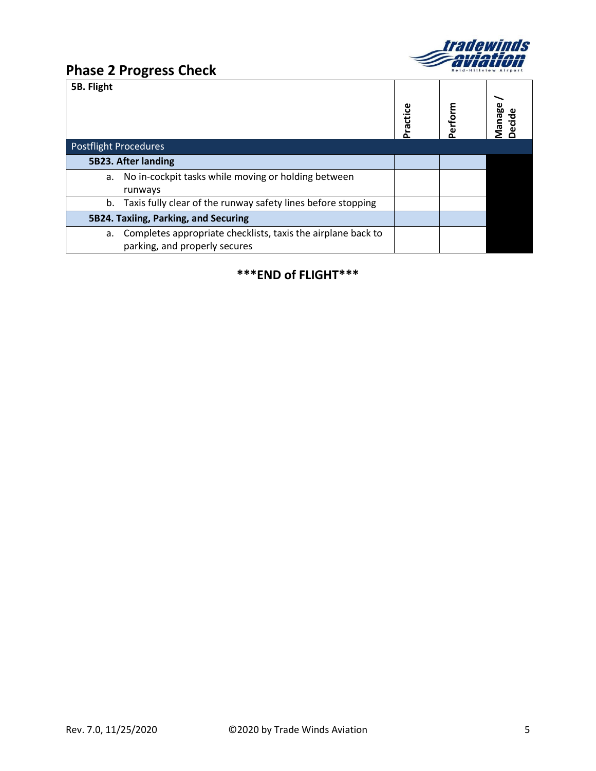## Phase 2 Progress Check

| 5B. Flight | Practice | Perform | Manage / Decide |
|---|---|---|---|
| **Postflight Procedures** | | | |
| **5B23. After landing** | | | |
| a. No in-cockpit tasks while moving or holding between runways | | | |
| b. Taxis fully clear of the runway safety lines before stopping | | | |
| **5B24. Taxiing, Parking, and Securing** | | | |
| a. Completes appropriate checklists, taxis the airplane back to parking, and properly secures | | | |

**\*\*\*END of FLIGHT\*\*\***